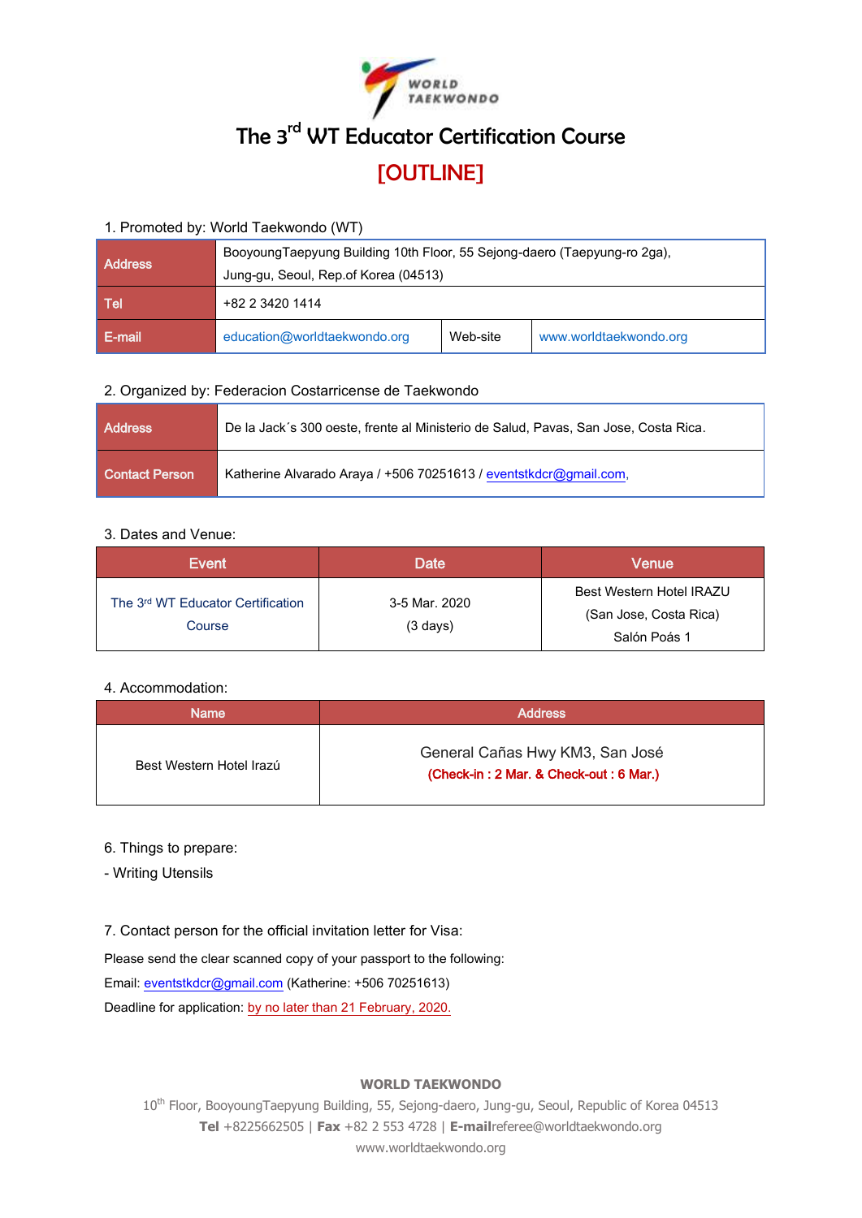# The 3rd WT Educator Certification Course

## [OUTLINE]

1. Promoted by: World Taekwondo (WT)

| Address | BooyoungTaepyung Building 10th Floor, 55 Sejong-daero (Taepyung-ro 2ga), Jung-gu, Seoul, Rep.of Korea (04513) | | |
|---|---|---|---|
| Tel | +82 2 3420 1414 | | |
| E-mail | education@worldtaekwondo.org | Web-site | www.worldtaekwondo.org |

2. Organized by: Federacion Costarricense de Taekwondo

| Address | De la Jack´s 300 oeste, frente al Ministerio de Salud, Pavas, San Jose, Costa Rica. |
|---|---|
| Contact Person | Katherine Alvarado Araya / +506 70251613 / eventstkdcr@gmail.com, |

3. Dates and Venue:

| Event | Date | Venue |
|---|---|---|
| The 3rd WT Educator Certification Course | 3-5 Mar. 2020 (3 days) | Best Western Hotel IRAZU (San Jose, Costa Rica) Salón Poás 1 |

4. Accommodation:

| Name | Address |
|---|---|
| Best Western Hotel Irazú | General Cañas Hwy KM3, San José **(Check-in : 2 Mar. & Check-out : 6 Mar.)** |

6. Things to prepare:

- Writing Utensils

7. Contact person for the official invitation letter for Visa:

Please send the clear scanned copy of your passport to the following:

Email: eventstkdcr@gmail.com (Katherine: +506 70251613)

Deadline for application: by no later than 21 February, 2020.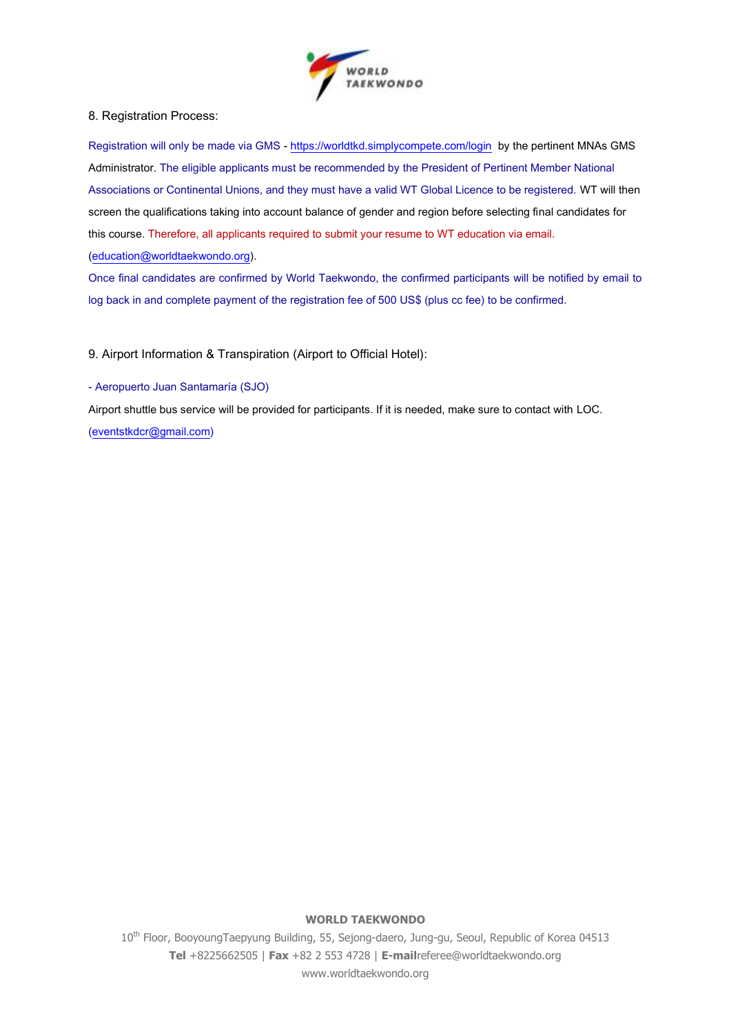8. Registration Process:

Registration will only be made via GMS - https://worldtkd.simplycompete.com/login by the pertinent MNAs GMS Administrator. The eligible applicants must be recommended by the President of Pertinent Member National Associations or Continental Unions, and they must have a valid WT Global Licence to be registered. WT will then screen the qualifications taking into account balance of gender and region before selecting final candidates for this course. Therefore, all applicants required to submit your resume to WT education via email. (education@worldtaekwondo.org).

Once final candidates are confirmed by World Taekwondo, the confirmed participants will be notified by email to log back in and complete payment of the registration fee of 500 US$ (plus cc fee) to be confirmed.

9. Airport Information & Transpiration (Airport to Official Hotel):

- Aeropuerto Juan Santamaría (SJO)

Airport shuttle bus service will be provided for participants. If it is needed, make sure to contact with LOC. (eventstkdcr@gmail.com)